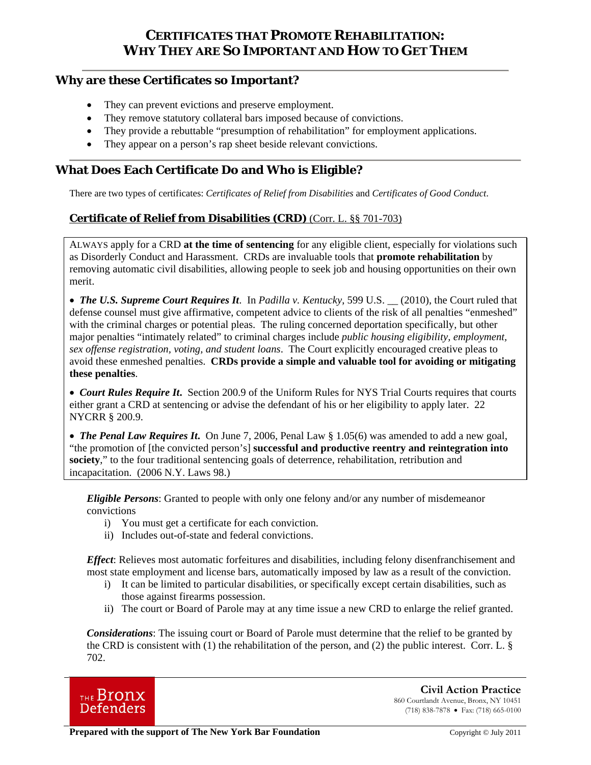# CERTIFICATES THAT PROMOTE REHABILITATION: WHY THEY ARE SO IMPORTANT AND HOW TO GET THEM

## Why are these Certificates so Important?

- They can prevent evictions and preserve employment.
- They remove statutory collateral bars imposed because of convictions.
- They provide a rebuttable "presumption of rehabilitation" for employment applications.
- They appear on a person's rap sheet beside relevant convictions.

## What Does Each Certificate Do and Who is Eligible?

There are two types of certificates: *Certificates of Relief from Disabilities* and *Certificates of Good Conduct*.

### Certificate of Relief from Disabilities (CRD) (Corr. L. §§ 701-703)

ALWAYS apply for a CRD **at the time of sentencing** for any eligible client, especially for violations such as Disorderly Conduct and Harassment. CRDs are invaluable tools that **promote rehabilitation** by removing automatic civil disabilities, allowing people to seek job and housing opportunities on their own merit.

- ***The U.S. Supreme Court Requires It***. In *Padilla v. Kentucky*, 599 U.S. __ (2010), the Court ruled that defense counsel must give affirmative, competent advice to clients of the risk of all penalties "enmeshed" with the criminal charges or potential pleas. The ruling concerned deportation specifically, but other major penalties "intimately related" to criminal charges include *public housing eligibility, employment, sex offense registration, voting, and student loans*. The Court explicitly encouraged creative pleas to avoid these enmeshed penalties. **CRDs provide a simple and valuable tool for avoiding or mitigating these penalties**.

- ***Court Rules Require It.*** Section 200.9 of the Uniform Rules for NYS Trial Courts requires that courts either grant a CRD at sentencing or advise the defendant of his or her eligibility to apply later. 22 NYCRR § 200.9.

- ***The Penal Law Requires It.*** On June 7, 2006, Penal Law § 1.05(6) was amended to add a new goal, "the promotion of [the convicted person's] **successful and productive reentry and reintegration into society**," to the four traditional sentencing goals of deterrence, rehabilitation, retribution and incapacitation. (2006 N.Y. Laws 98.)

***Eligible Persons***: Granted to people with only one felony and/or any number of misdemeanor convictions

i) You must get a certificate for each conviction.
ii) Includes out-of-state and federal convictions.

***Effect***: Relieves most automatic forfeitures and disabilities, including felony disenfranchisement and most state employment and license bars, automatically imposed by law as a result of the conviction.

i) It can be limited to particular disabilities, or specifically except certain disabilities, such as those against firearms possession.
ii) The court or Board of Parole may at any time issue a new CRD to enlarge the relief granted.

***Considerations***: The issuing court or Board of Parole must determine that the relief to be granted by the CRD is consistent with (1) the rehabilitation of the person, and (2) the public interest. Corr. L. § 702.

THE Bronx Defenders

**Civil Action Practice**
860 Courtlandt Avenue, Bronx, NY 10451
(718) 838-7878 • Fax: (718) 665-0100

**Prepared with the support of The New York Bar Foundation**

Copyright © July 2011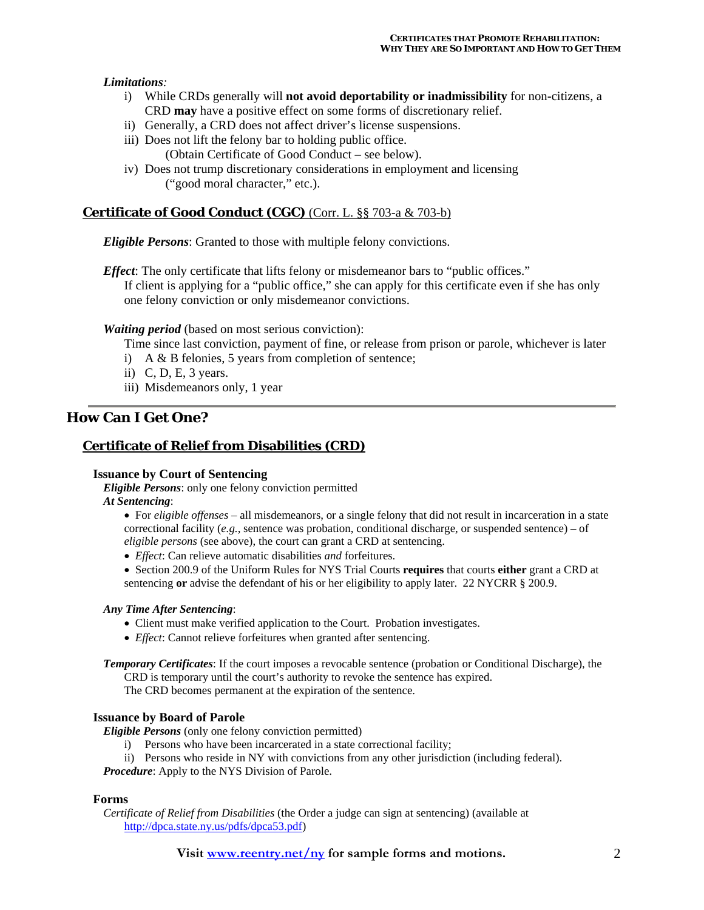*Limitations*:

i) While CRDs generally will **not avoid deportability or inadmissibility** for non-citizens, a CRD **may** have a positive effect on some forms of discretionary relief.

ii) Generally, a CRD does not affect driver's license suspensions.

iii) Does not lift the felony bar to holding public office.
(Obtain Certificate of Good Conduct – see below).

iv) Does not trump discretionary considerations in employment and licensing
("good moral character," etc.).

### Certificate of Good Conduct (CGC) (Corr. L. §§ 703-a & 703-b)

***Eligible Persons***: Granted to those with multiple felony convictions.

***Effect***: The only certificate that lifts felony or misdemeanor bars to "public offices."
If client is applying for a "public office," she can apply for this certificate even if she has only one felony conviction or only misdemeanor convictions.

***Waiting period*** (based on most serious conviction):
Time since last conviction, payment of fine, or release from prison or parole, whichever is later

i) A & B felonies, 5 years from completion of sentence;

ii) C, D, E, 3 years.

iii) Misdemeanors only, 1 year

---

## How Can I Get One?

### Certificate of Relief from Disabilities (CRD)

#### Issuance by Court of Sentencing

***Eligible Persons***: only one felony conviction permitted

***At Sentencing***:

- For *eligible offenses* – all misdemeanors, or a single felony that did not result in incarceration in a state correctional facility (*e.g.*, sentence was probation, conditional discharge, or suspended sentence) – of *eligible persons* (see above), the court can grant a CRD at sentencing.
- *Effect*: Can relieve automatic disabilities *and* forfeitures.
- Section 200.9 of the Uniform Rules for NYS Trial Courts **requires** that courts **either** grant a CRD at sentencing **or** advise the defendant of his or her eligibility to apply later. 22 NYCRR § 200.9.

***Any Time After Sentencing***:

- Client must make verified application to the Court. Probation investigates.
- *Effect*: Cannot relieve forfeitures when granted after sentencing.

***Temporary Certificates***: If the court imposes a revocable sentence (probation or Conditional Discharge), the CRD is temporary until the court's authority to revoke the sentence has expired.
The CRD becomes permanent at the expiration of the sentence.

#### Issuance by Board of Parole

***Eligible Persons*** (only one felony conviction permitted)

i) Persons who have been incarcerated in a state correctional facility;

ii) Persons who reside in NY with convictions from any other jurisdiction (including federal).

***Procedure***: Apply to the NYS Division of Parole.

#### Forms

*Certificate of Relief from Disabilities* (the Order a judge can sign at sentencing) (available at http://dpca.state.ny.us/pdfs/dpca53.pdf)

**Visit www.reentry.net/ny for sample forms and motions.**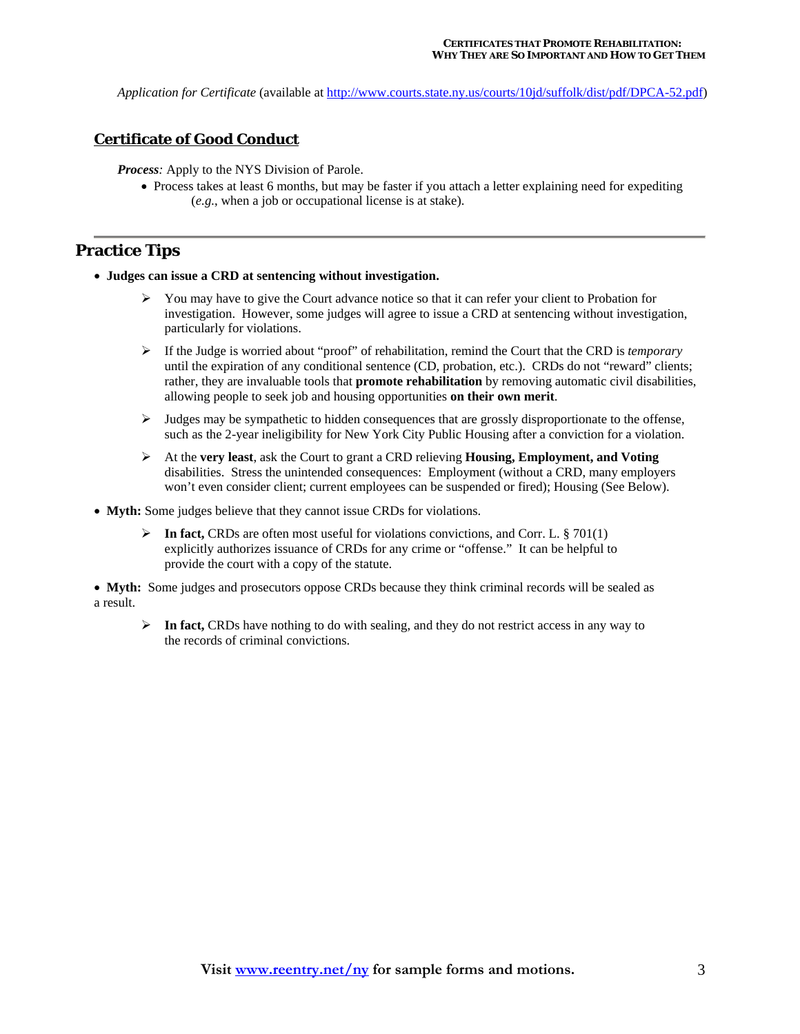*Application for Certificate* (available at [http://www.courts.state.ny.us/courts/10jd/suffolk/dist/pdf/DPCA-52.pdf](http://www.courts.state.ny.us/courts/10jd/suffolk/dist/pdf/DPCA-52.pdf))

### Certificate of Good Conduct

***Process**:* Apply to the NYS Division of Parole.

- Process takes at least 6 months, but may be faster if you attach a letter explaining need for expediting (*e.g.*, when a job or occupational license is at stake).

---

## Practice Tips

- **Judges can issue a CRD at sentencing without investigation.**
  - You may have to give the Court advance notice so that it can refer your client to Probation for investigation. However, some judges will agree to issue a CRD at sentencing without investigation, particularly for violations.
  - If the Judge is worried about "proof" of rehabilitation, remind the Court that the CRD is *temporary* until the expiration of any conditional sentence (CD, probation, etc.). CRDs do not "reward" clients; rather, they are invaluable tools that **promote rehabilitation** by removing automatic civil disabilities, allowing people to seek job and housing opportunities **on their own merit**.
  - Judges may be sympathetic to hidden consequences that are grossly disproportionate to the offense, such as the 2-year ineligibility for New York City Public Housing after a conviction for a violation.
  - At the **very least**, ask the Court to grant a CRD relieving **Housing, Employment, and Voting** disabilities. Stress the unintended consequences: Employment (without a CRD, many employers won't even consider client; current employees can be suspended or fired); Housing (See Below).
- **Myth:** Some judges believe that they cannot issue CRDs for violations.
  - **In fact,** CRDs are often most useful for violations convictions, and Corr. L. § 701(1) explicitly authorizes issuance of CRDs for any crime or "offense." It can be helpful to provide the court with a copy of the statute.
- **Myth:** Some judges and prosecutors oppose CRDs because they think criminal records will be sealed as a result.
  - **In fact,** CRDs have nothing to do with sealing, and they do not restrict access in any way to the records of criminal convictions.

**Visit [www.reentry.net/ny](http://www.reentry.net/ny) for sample forms and motions.**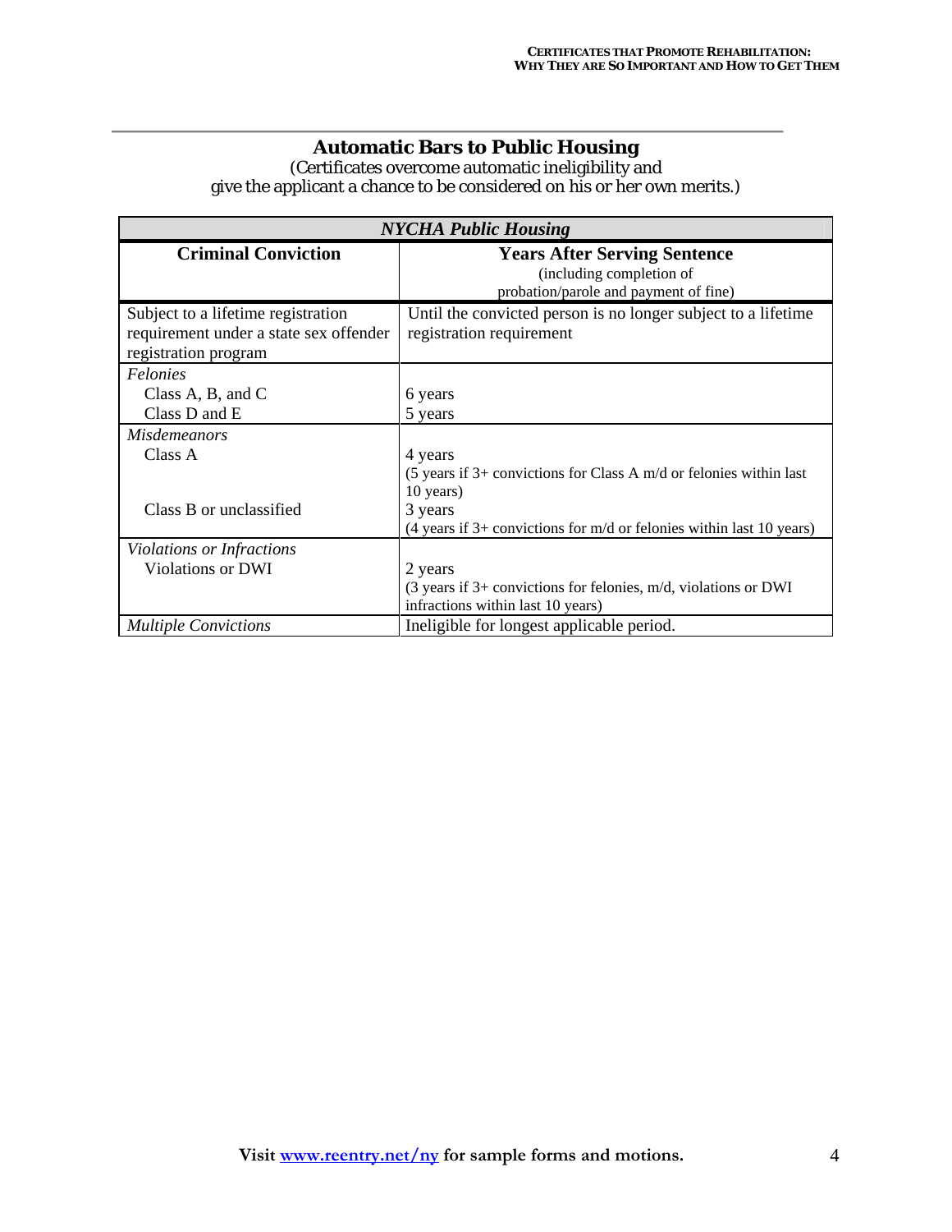## Automatic Bars to Public Housing

(Certificates overcome automatic ineligibility and give the applicant a chance to be considered on his or her own merits.)

| *NYCHA Public Housing* | |
|---|---|
| **Criminal Conviction** | **Years After Serving Sentence** (including completion of probation/parole and payment of fine) |
| Subject to a lifetime registration requirement under a state sex offender registration program | Until the convicted person is no longer subject to a lifetime registration requirement |
| *Felonies* | |
| Class A, B, and C | 6 years |
| Class D and E | 5 years |
| *Misdemeanors* | |
| Class A | 4 years (5 years if 3+ convictions for Class A m/d or felonies within last 10 years) |
| Class B or unclassified | 3 years (4 years if 3+ convictions for m/d or felonies within last 10 years) |
| *Violations or Infractions* | |
| Violations or DWI | 2 years (3 years if 3+ convictions for felonies, m/d, violations or DWI infractions within last 10 years) |
| *Multiple Convictions* | Ineligible for longest applicable period. |

**Visit www.reentry.net/ny for sample forms and motions.**